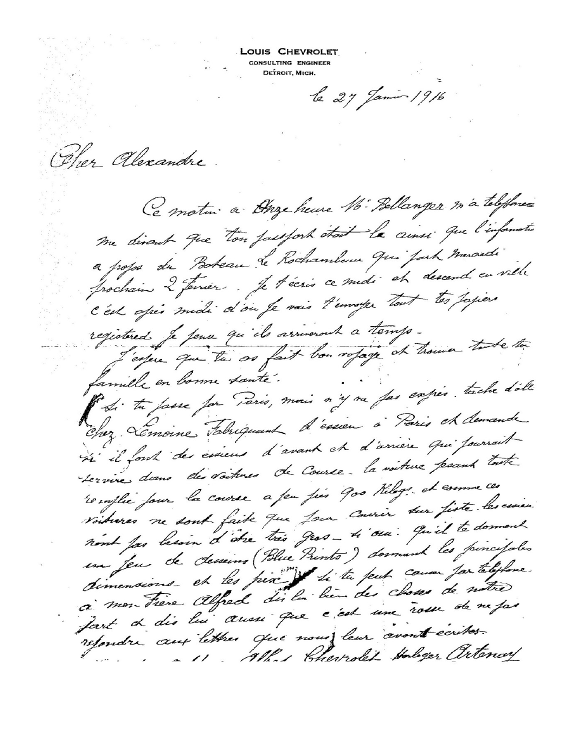**LOUIS CHEVROLET**
CONSULTING ENGINEER
DETROIT, MICH.

le 27 Janv 1916

Cher Alexandre

Ce matin a Onze heure M: Bellanger m'a telefoneé me disant que ton passport était la ainsi que l'information a propos du Bateau le Rochambeau qui part Mercredi prochain 2 Fevrier. Je t'écris ce midi et descend en ville c'est après midi d'ou je vais t'envoyer tout tes papiers registered je pense qu'ils arriveront a temps -

J'espere que tu as fait bon voyage et trouver toute ta famille en bonne santé.

Si tu passe par Paris, mais n'y va pas exprès. tache d'aller chez Lemoine Fabriquant d'essieu à Paris et demande si il font des essieus d'avant et d'arrière qui pourrait servire dans des voitures de Course. la voiture pesant toute remplie pour la course a peu pres 900 Kilogs. et comme ces voitures ne sont faite que pour Courir sur piste. les essieu n'ont pas besoin d'être très gros - si oui: Qu'il te donnent un Jeu de desseins (Blue Prints) donnant les principales dimensions et les prix. Si tu peut causer par telefone à mon Frere Alfred dis lui bien des choses de notre part et dis lui aussi que c'est une rosse de ne pas repondre aux lettres que nous leur avont écrites.

... Alfred Chevrolet Horloger Artenay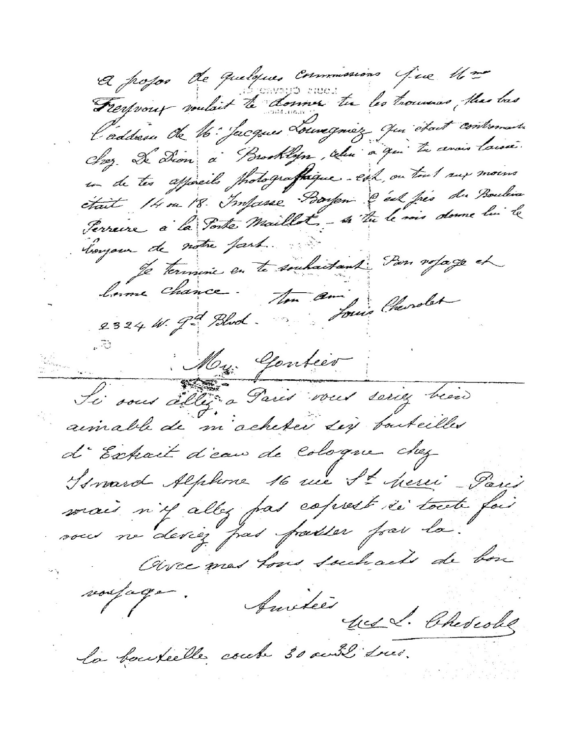a propos de quelques commissions que Mme Frezvoux voulait te donner tu les trouveras plus bas l'adresse de Mr Jacques Louvegniez qui était contremaître chez De Dion à Brooklyn, celui à qui tu avais laissé un de tes appareils photographique - est, ou tout aux moins était 14 ou 18 Impasse Boysen c'est près du Boulevard Perreire à la Porte Maillot, - si tu le vois donne lui le bonjour de notre part.

Je termine en te souhaitant bon voyage et bonne chance. Ton ami Louis Chevrolet

2324 W. Gd Blvd.

My Gontier

Si vous allez à Paris vous seriez bien aimable de m'acheter six bouteilles d'Extrait d'eau de Cologne chez Isnard Alphonse 16 rue St Merri - Paris mais n'y allez pas exprès si toute fois vous ne devez pas passer par là.

Avec mes bons souhaits de bon voyage. Amitiés Mrs L. Chevrolet

la bouteille coute 30 ou 32 sous.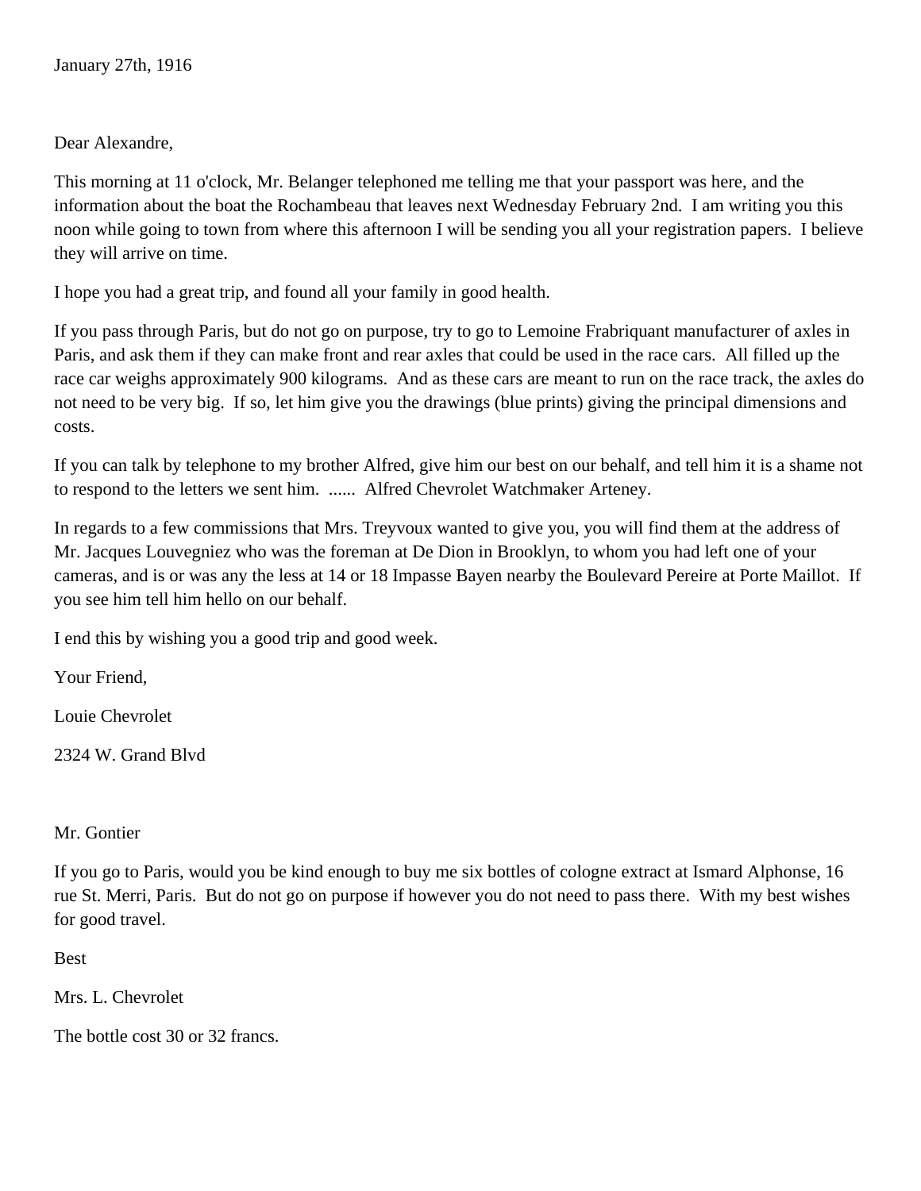January 27th, 1916

Dear Alexandre,

This morning at 11 o'clock, Mr. Belanger telephoned me telling me that your passport was here, and the information about the boat the Rochambeau that leaves next Wednesday February 2nd. I am writing you this noon while going to town from where this afternoon I will be sending you all your registration papers. I believe they will arrive on time.

I hope you had a great trip, and found all your family in good health.

If you pass through Paris, but do not go on purpose, try to go to Lemoine Frabriquant manufacturer of axles in Paris, and ask them if they can make front and rear axles that could be used in the race cars. All filled up the race car weighs approximately 900 kilograms. And as these cars are meant to run on the race track, the axles do not need to be very big. If so, let him give you the drawings (blue prints) giving the principal dimensions and costs.

If you can talk by telephone to my brother Alfred, give him our best on our behalf, and tell him it is a shame not to respond to the letters we sent him. ...... Alfred Chevrolet Watchmaker Arteney.

In regards to a few commissions that Mrs. Treyvoux wanted to give you, you will find them at the address of Mr. Jacques Louvegniez who was the foreman at De Dion in Brooklyn, to whom you had left one of your cameras, and is or was any the less at 14 or 18 Impasse Bayen nearby the Boulevard Pereire at Porte Maillot. If you see him tell him hello on our behalf.

I end this by wishing you a good trip and good week.

Your Friend,

Louie Chevrolet

2324 W. Grand Blvd

Mr. Gontier

If you go to Paris, would you be kind enough to buy me six bottles of cologne extract at Ismard Alphonse, 16 rue St. Merri, Paris. But do not go on purpose if however you do not need to pass there. With my best wishes for good travel.

Best

Mrs. L. Chevrolet

The bottle cost 30 or 32 francs.